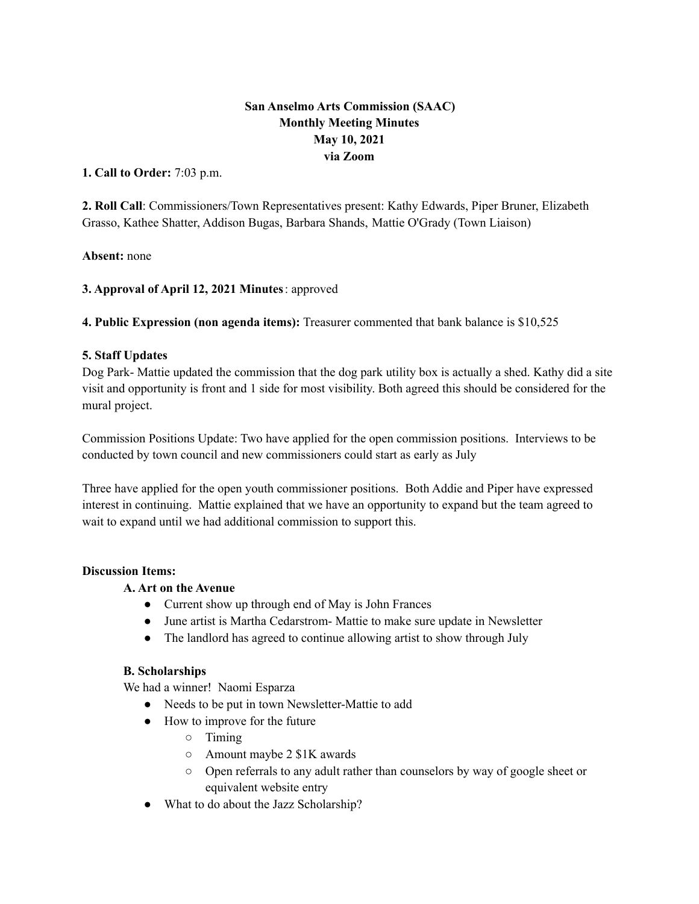**San Anselmo Arts Commission (SAAC)**
**Monthly Meeting Minutes**
**May 10, 2021**
**via Zoom**

**1. Call to Order:** 7:03 p.m.

**2. Roll Call**: Commissioners/Town Representatives present: Kathy Edwards, Piper Bruner, Elizabeth Grasso, Kathee Shatter, Addison Bugas, Barbara Shands, Mattie O'Grady (Town Liaison)

**Absent:** none

**3. Approval of April 12, 2021 Minutes**: approved

**4. Public Expression (non agenda items):** Treasurer commented that bank balance is $10,525

**5. Staff Updates**

Dog Park- Mattie updated the commission that the dog park utility box is actually a shed. Kathy did a site visit and opportunity is front and 1 side for most visibility. Both agreed this should be considered for the mural project.

Commission Positions Update: Two have applied for the open commission positions. Interviews to be conducted by town council and new commissioners could start as early as July

Three have applied for the open youth commissioner positions. Both Addie and Piper have expressed interest in continuing. Mattie explained that we have an opportunity to expand but the team agreed to wait to expand until we had additional commission to support this.

**Discussion Items:**

**A. Art on the Avenue**

- Current show up through end of May is John Frances
- June artist is Martha Cedarstrom- Mattie to make sure update in Newsletter
- The landlord has agreed to continue allowing artist to show through July

**B. Scholarships**

We had a winner! Naomi Esparza

- Needs to be put in town Newsletter-Mattie to add
- How to improve for the future
  - Timing
  - Amount maybe 2 $1K awards
  - Open referrals to any adult rather than counselors by way of google sheet or equivalent website entry
- What to do about the Jazz Scholarship?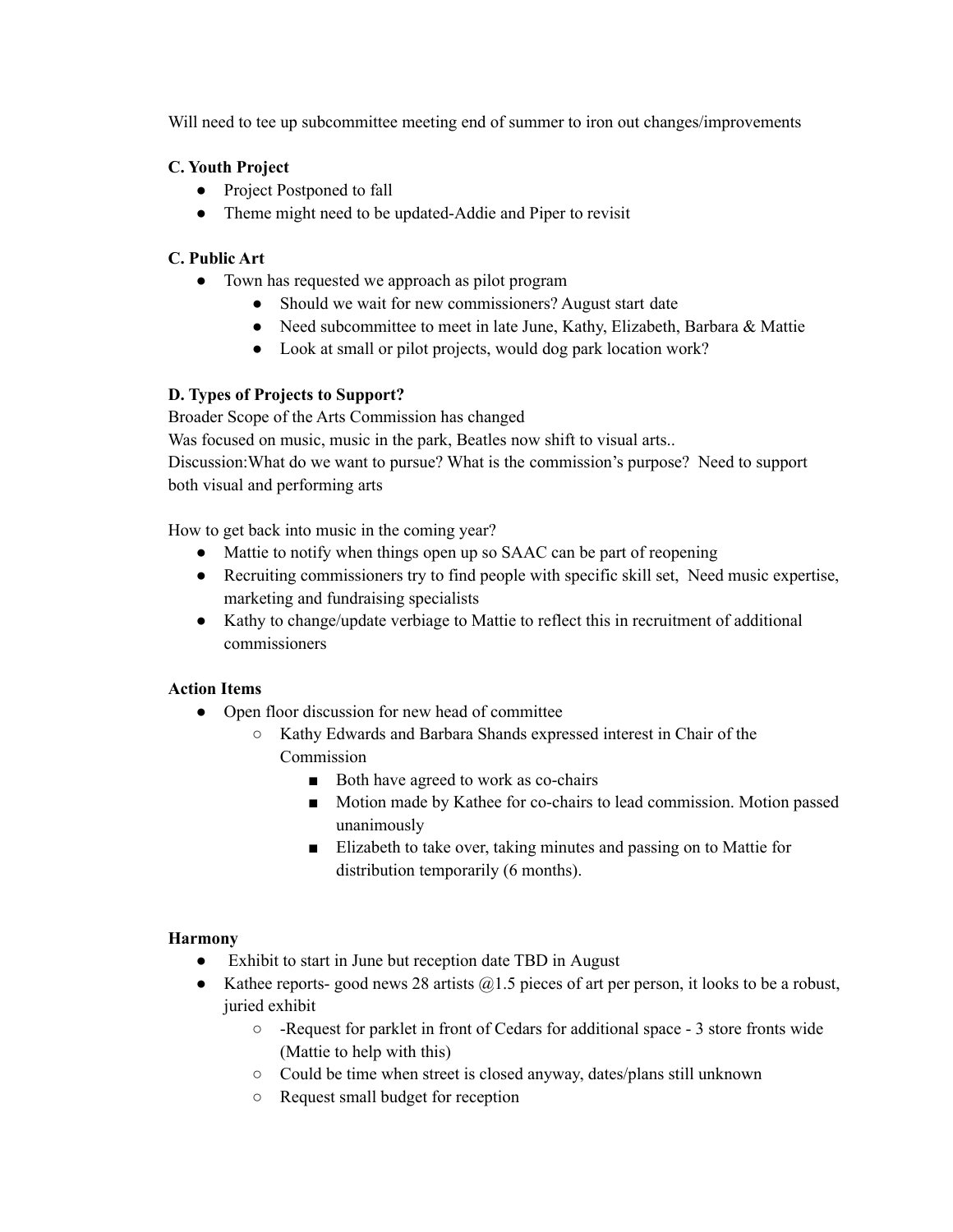Will need to tee up subcommittee meeting end of summer to iron out changes/improvements

**C. Youth Project**

- Project Postponed to fall
- Theme might need to be updated-Addie and Piper to revisit

**C. Public Art**

- Town has requested we approach as pilot program
    - Should we wait for new commissioners? August start date
    - Need subcommittee to meet in late June, Kathy, Elizabeth, Barbara & Mattie
    - Look at small or pilot projects, would dog park location work?

**D. Types of Projects to Support?**

Broader Scope of the Arts Commission has changed
Was focused on music, music in the park, Beatles now shift to visual arts..
Discussion:What do we want to pursue? What is the commission's purpose? Need to support both visual and performing arts

How to get back into music in the coming year?

- Mattie to notify when things open up so SAAC can be part of reopening
- Recruiting commissioners try to find people with specific skill set, Need music expertise, marketing and fundraising specialists
- Kathy to change/update verbiage to Mattie to reflect this in recruitment of additional commissioners

**Action Items**

- Open floor discussion for new head of committee
    - Kathy Edwards and Barbara Shands expressed interest in Chair of the Commission
        - Both have agreed to work as co-chairs
        - Motion made by Kathee for co-chairs to lead commission. Motion passed unanimously
        - Elizabeth to take over, taking minutes and passing on to Mattie for distribution temporarily (6 months).

**Harmony**

- Exhibit to start in June but reception date TBD in August
- Kathee reports- good news 28 artists @1.5 pieces of art per person, it looks to be a robust, juried exhibit
    - -Request for parklet in front of Cedars for additional space - 3 store fronts wide (Mattie to help with this)
    - Could be time when street is closed anyway, dates/plans still unknown
    - Request small budget for reception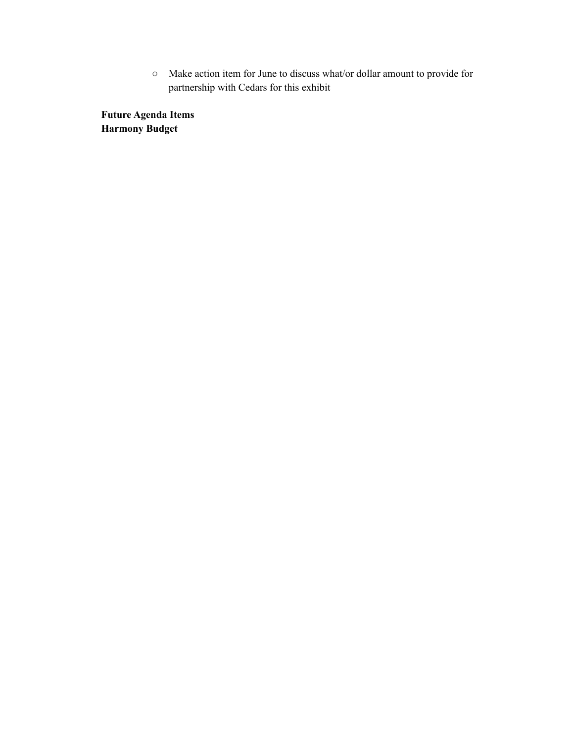- Make action item for June to discuss what/or dollar amount to provide for partnership with Cedars for this exhibit

**Future Agenda Items**
**Harmony Budget**